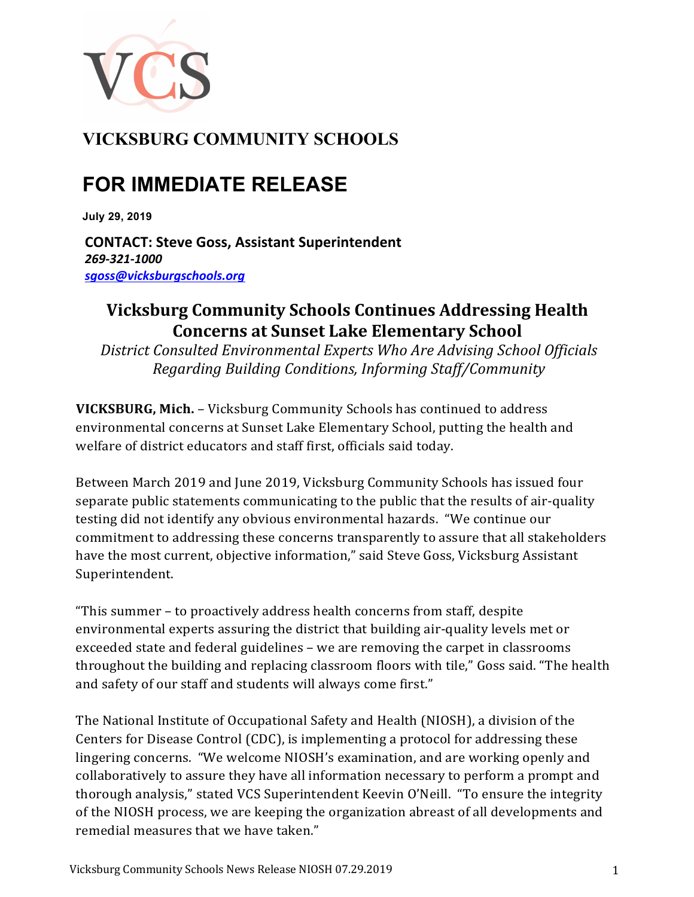VCS

**VICKSBURG COMMUNITY SCHOOLS**

# FOR IMMEDIATE RELEASE

**July 29, 2019**

**CONTACT: Steve Goss, Assistant Superintendent**
***269-321-1000***
***sgoss@vicksburgschools.org***

## Vicksburg Community Schools Continues Addressing Health Concerns at Sunset Lake Elementary School

*District Consulted Environmental Experts Who Are Advising School Officials Regarding Building Conditions, Informing Staff/Community*

**VICKSBURG, Mich.** – Vicksburg Community Schools has continued to address environmental concerns at Sunset Lake Elementary School, putting the health and welfare of district educators and staff first, officials said today.

Between March 2019 and June 2019, Vicksburg Community Schools has issued four separate public statements communicating to the public that the results of air-quality testing did not identify any obvious environmental hazards. "We continue our commitment to addressing these concerns transparently to assure that all stakeholders have the most current, objective information," said Steve Goss, Vicksburg Assistant Superintendent.

"This summer – to proactively address health concerns from staff, despite environmental experts assuring the district that building air-quality levels met or exceeded state and federal guidelines – we are removing the carpet in classrooms throughout the building and replacing classroom floors with tile," Goss said. "The health and safety of our staff and students will always come first."

The National Institute of Occupational Safety and Health (NIOSH), a division of the Centers for Disease Control (CDC), is implementing a protocol for addressing these lingering concerns. "We welcome NIOSH's examination, and are working openly and collaboratively to assure they have all information necessary to perform a prompt and thorough analysis," stated VCS Superintendent Keevin O'Neill. "To ensure the integrity of the NIOSH process, we are keeping the organization abreast of all developments and remedial measures that we have taken."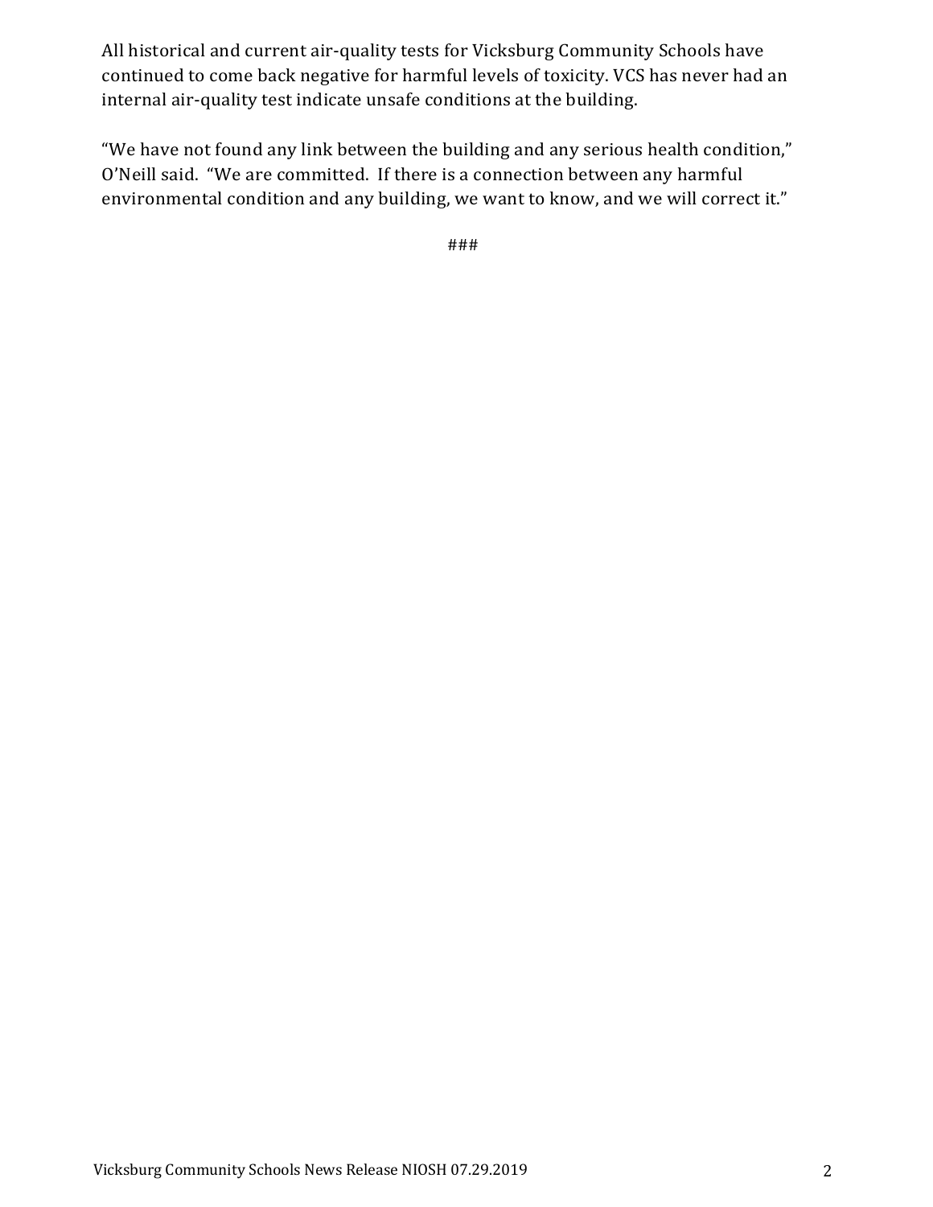All historical and current air-quality tests for Vicksburg Community Schools have continued to come back negative for harmful levels of toxicity. VCS has never had an internal air-quality test indicate unsafe conditions at the building.

"We have not found any link between the building and any serious health condition," O'Neill said. "We are committed. If there is a connection between any harmful environmental condition and any building, we want to know, and we will correct it."

###